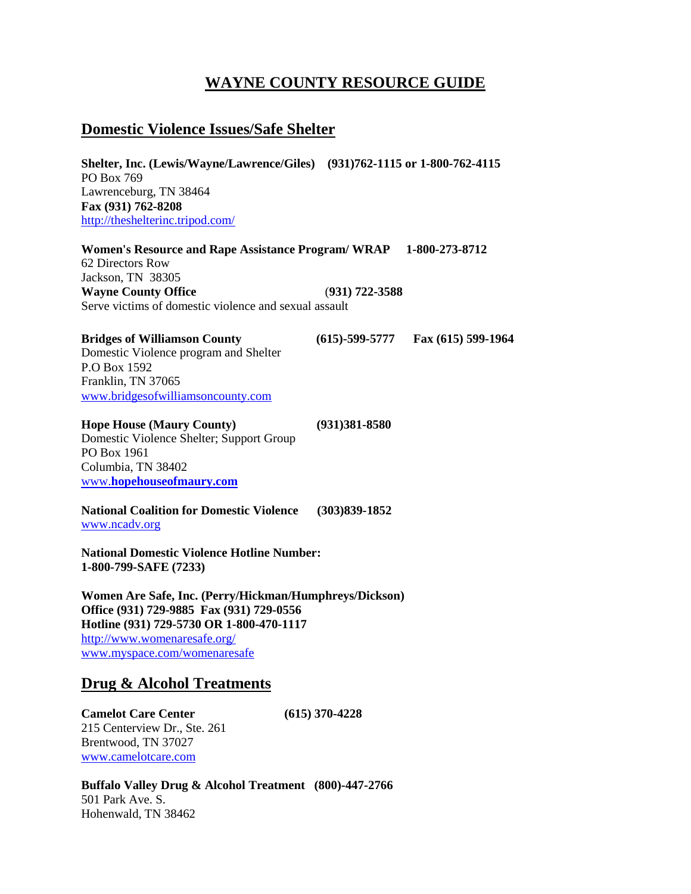# WAYNE COUNTY RESOURCE GUIDE

## Domestic Violence Issues/Safe Shelter

**Shelter, Inc. (Lewis/Wayne/Lawrence/Giles) (931)762-1115 or 1-800-762-4115**
PO Box 769
Lawrenceburg, TN 38464
**Fax (931) 762-8208**
http://theshelterinc.tripod.com/

**Women's Resource and Rape Assistance Program/ WRAP 1-800-273-8712**
62 Directors Row
Jackson, TN 38305
**Wayne County Office (931) 722-3588**
Serve victims of domestic violence and sexual assault

**Bridges of Williamson County (615)-599-5777 Fax (615) 599-1964**
Domestic Violence program and Shelter
P.O Box 1592
Franklin, TN 37065
www.bridgesofwilliamsoncounty.com

**Hope House (Maury County) (931)381-8580**
Domestic Violence Shelter; Support Group
PO Box 1961
Columbia, TN 38402
www.**hopehouseofmaury.com**

**National Coalition for Domestic Violence (303)839-1852**
www.ncadv.org

**National Domestic Violence Hotline Number:**
**1-800-799-SAFE (7233)**

**Women Are Safe, Inc. (Perry/Hickman/Humphreys/Dickson)**
**Office (931) 729-9885 Fax (931) 729-0556**
**Hotline (931) 729-5730 OR 1-800-470-1117**
http://www.womenaresafe.org/
www.myspace.com/womenaresafe

## Drug & Alcohol Treatments

**Camelot Care Center (615) 370-4228**
215 Centerview Dr., Ste. 261
Brentwood, TN 37027
www.camelotcare.com

**Buffalo Valley Drug & Alcohol Treatment (800)-447-2766**
501 Park Ave. S.
Hohenwald, TN 38462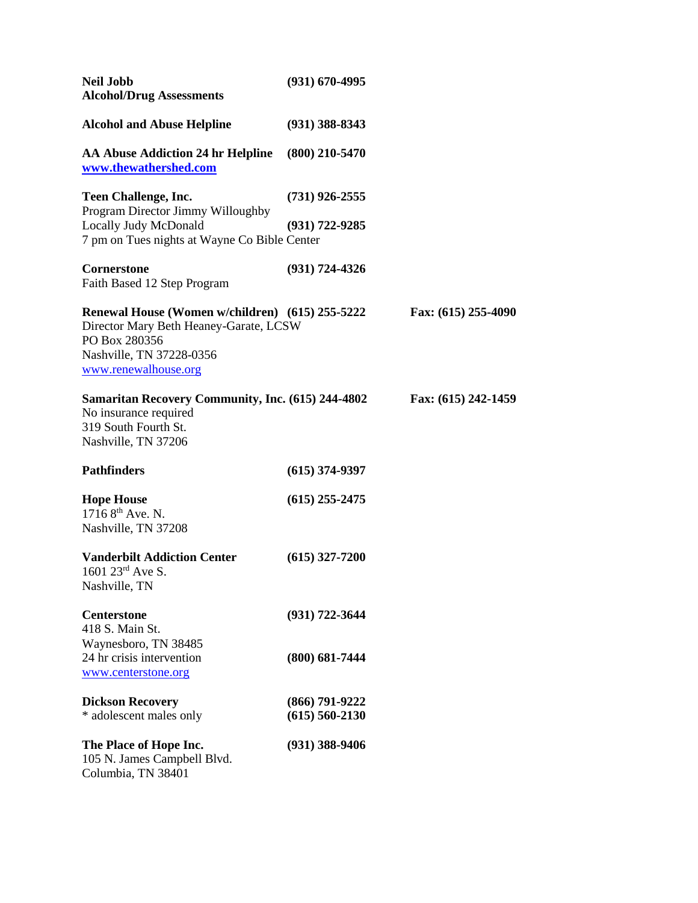**Neil Jobb** **(931) 670-4995**
**Alcohol/Drug Assessments**

**Alcohol and Abuse Helpline** **(931) 388-8343**

**AA Abuse Addiction 24 hr Helpline** **(800) 210-5470**
**www.thewathershed.com**

**Teen Challenge, Inc.** **(731) 926-2555**
Program Director Jimmy Willoughby
Locally Judy McDonald **(931) 722-9285**
7 pm on Tues nights at Wayne Co Bible Center

**Cornerstone** **(931) 724-4326**
Faith Based 12 Step Program

**Renewal House (Women w/children)** **(615) 255-5222** **Fax: (615) 255-4090**
Director Mary Beth Heaney-Garate, LCSW
PO Box 280356
Nashville, TN 37228-0356
www.renewalhouse.org

**Samaritan Recovery Community, Inc.** **(615) 244-4802** **Fax: (615) 242-1459**
No insurance required
319 South Fourth St.
Nashville, TN 37206

**Pathfinders** **(615) 374-9397**

**Hope House** **(615) 255-2475**
1716 8th Ave. N.
Nashville, TN 37208

**Vanderbilt Addiction Center** **(615) 327-7200**
1601 23rd Ave S.
Nashville, TN

**Centerstone** **(931) 722-3644**
418 S. Main St.
Waynesboro, TN 38485
24 hr crisis intervention **(800) 681-7444**
www.centerstone.org

**Dickson Recovery** **(866) 791-9222**
* adolescent males only **(615) 560-2130**

**The Place of Hope Inc.** **(931) 388-9406**
105 N. James Campbell Blvd.
Columbia, TN 38401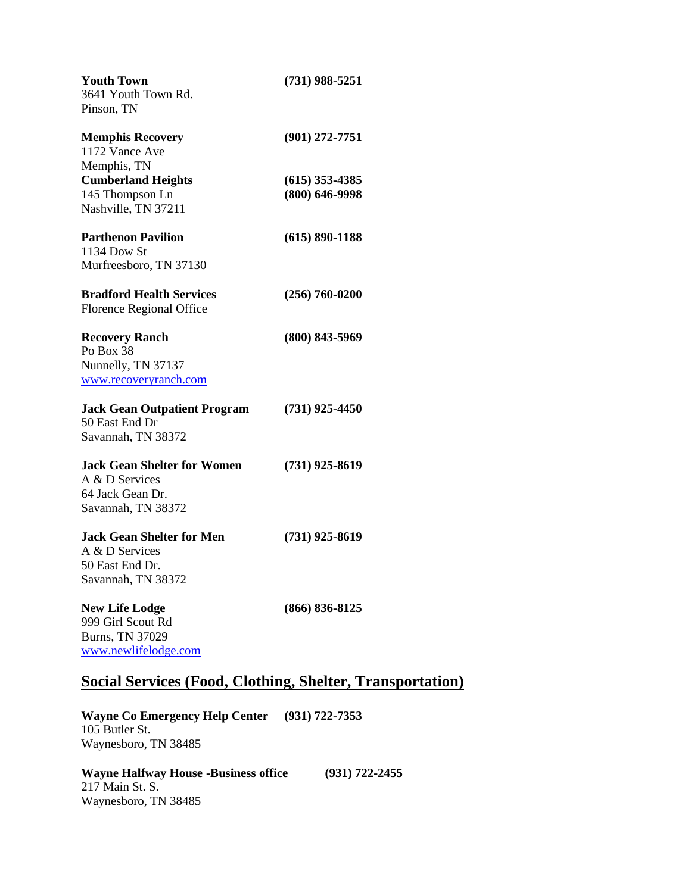**Youth Town** **(731) 988-5251**
3641 Youth Town Rd.
Pinson, TN

**Memphis Recovery** **(901) 272-7751**
1172 Vance Ave
Memphis, TN

**Cumberland Heights** **(615) 353-4385**
145 Thompson Ln **(800) 646-9998**
Nashville, TN 37211

**Parthenon Pavilion** **(615) 890-1188**
1134 Dow St
Murfreesboro, TN 37130

**Bradford Health Services** **(256) 760-0200**
Florence Regional Office

**Recovery Ranch** **(800) 843-5969**
Po Box 38
Nunnelly, TN 37137
www.recoveryranch.com

**Jack Gean Outpatient Program** **(731) 925-4450**
50 East End Dr
Savannah, TN 38372

**Jack Gean Shelter for Women** **(731) 925-8619**
A & D Services
64 Jack Gean Dr.
Savannah, TN 38372

**Jack Gean Shelter for Men** **(731) 925-8619**
A & D Services
50 East End Dr.
Savannah, TN 38372

**New Life Lodge** **(866) 836-8125**
999 Girl Scout Rd
Burns, TN 37029
www.newlifelodge.com

## Social Services (Food, Clothing, Shelter, Transportation)

**Wayne Co Emergency Help Center** **(931) 722-7353**
105 Butler St.
Waynesboro, TN 38485

**Wayne Halfway House -Business office** **(931) 722-2455**
217 Main St. S.
Waynesboro, TN 38485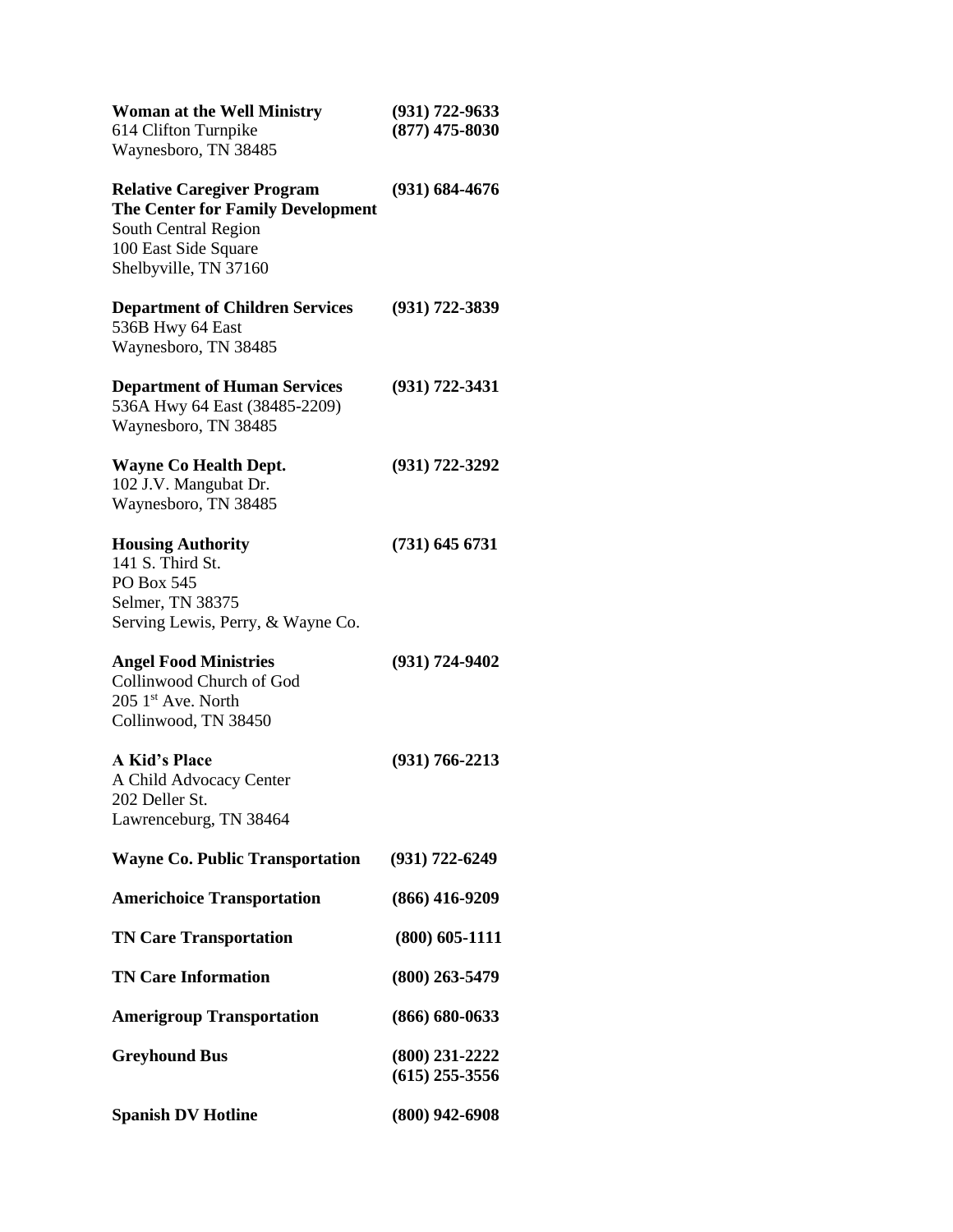**Woman at the Well Ministry** **(931) 722-9633**
614 Clifton Turnpike **(877) 475-8030**
Waynesboro, TN 38485

**Relative Caregiver Program** **(931) 684-4676**
**The Center for Family Development**
South Central Region
100 East Side Square
Shelbyville, TN 37160

**Department of Children Services** **(931) 722-3839**
536B Hwy 64 East
Waynesboro, TN 38485

**Department of Human Services** **(931) 722-3431**
536A Hwy 64 East (38485-2209)
Waynesboro, TN 38485

**Wayne Co Health Dept.** **(931) 722-3292**
102 J.V. Mangubat Dr.
Waynesboro, TN 38485

**Housing Authority** **(731) 645 6731**
141 S. Third St.
PO Box 545
Selmer, TN 38375
Serving Lewis, Perry, & Wayne Co.

**Angel Food Ministries** **(931) 724-9402**
Collinwood Church of God
205 1st Ave. North
Collinwood, TN 38450

**A Kid's Place** **(931) 766-2213**
A Child Advocacy Center
202 Deller St.
Lawrenceburg, TN 38464

**Wayne Co. Public Transportation** **(931) 722-6249**

**Americhoice Transportation** **(866) 416-9209**

**TN Care Transportation** **(800) 605-1111**

**TN Care Information** **(800) 263-5479**

**Amerigroup Transportation** **(866) 680-0633**

**Greyhound Bus** **(800) 231-2222**
**(615) 255-3556**

**Spanish DV Hotline** **(800) 942-6908**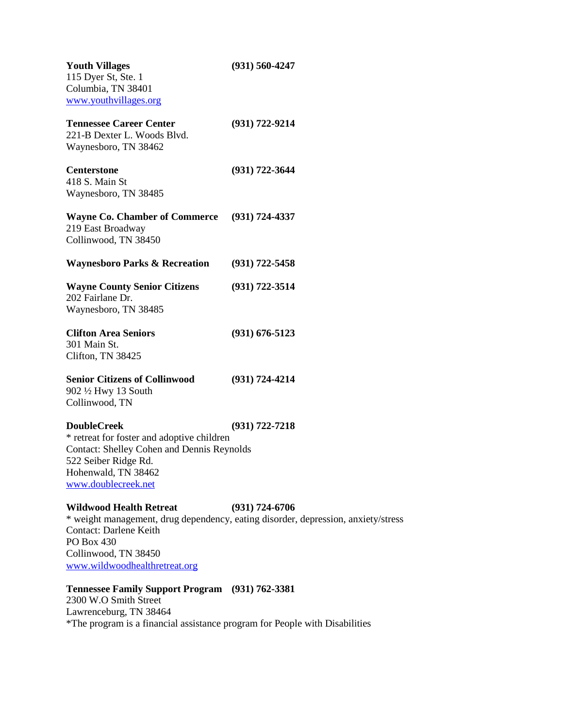**Youth Villages** **(931) 560-4247**
115 Dyer St, Ste. 1
Columbia, TN 38401
www.youthvillages.org

**Tennessee Career Center** **(931) 722-9214**
221-B Dexter L. Woods Blvd.
Waynesboro, TN 38462

**Centerstone** **(931) 722-3644**
418 S. Main St
Waynesboro, TN 38485

**Wayne Co. Chamber of Commerce** **(931) 724-4337**
219 East Broadway
Collinwood, TN 38450

**Waynesboro Parks & Recreation** **(931) 722-5458**

**Wayne County Senior Citizens** **(931) 722-3514**
202 Fairlane Dr.
Waynesboro, TN 38485

**Clifton Area Seniors** **(931) 676-5123**
301 Main St.
Clifton, TN 38425

**Senior Citizens of Collinwood** **(931) 724-4214**
902 ½ Hwy 13 South
Collinwood, TN

**DoubleCreek** **(931) 722-7218**
* retreat for foster and adoptive children
Contact: Shelley Cohen and Dennis Reynolds
522 Seiber Ridge Rd.
Hohenwald, TN 38462
www.doublecreek.net

**Wildwood Health Retreat** **(931) 724-6706**
* weight management, drug dependency, eating disorder, depression, anxiety/stress
Contact: Darlene Keith
PO Box 430
Collinwood, TN 38450
www.wildwoodhealthretreat.org

**Tennessee Family Support Program** **(931) 762-3381**
2300 W.O Smith Street
Lawrenceburg, TN 38464
*The program is a financial assistance program for People with Disabilities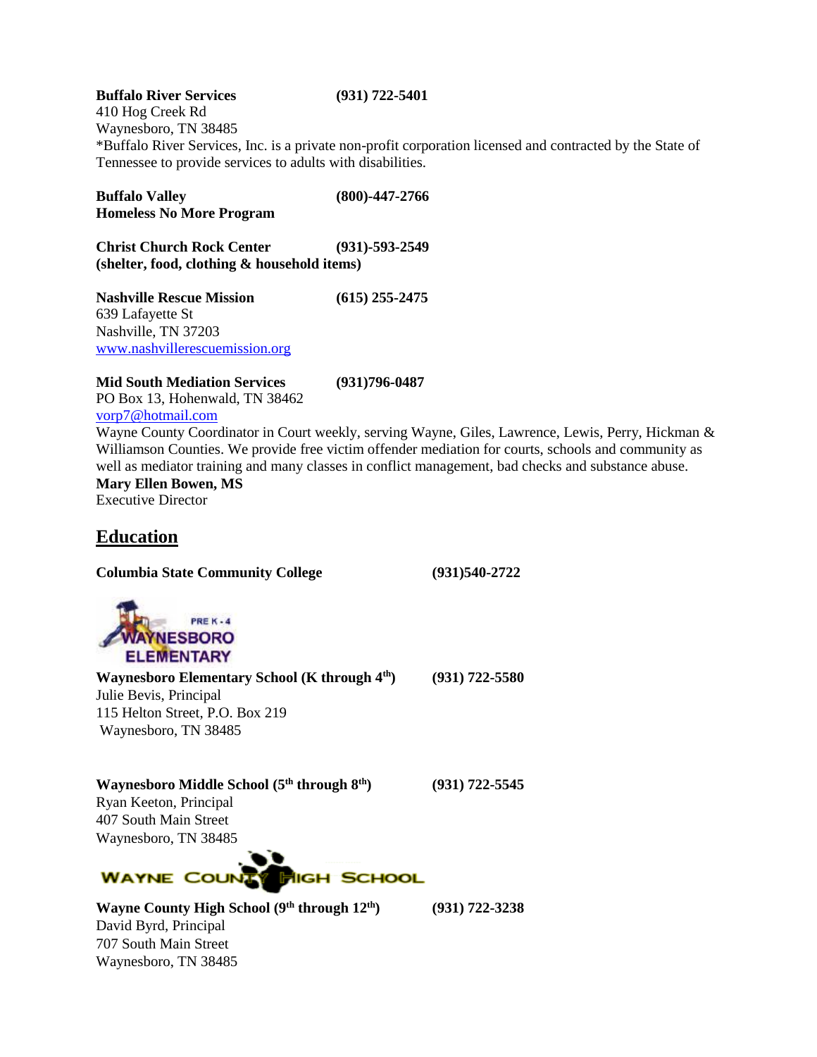**Buffalo River Services** **(931) 722-5401**
410 Hog Creek Rd
Waynesboro, TN 38485
*Buffalo River Services, Inc. is a private non-profit corporation licensed and contracted by the State of Tennessee to provide services to adults with disabilities.

**Buffalo Valley** **(800)-447-2766**
**Homeless No More Program**

**Christ Church Rock Center** **(931)-593-2549**
**(shelter, food, clothing & household items)**

**Nashville Rescue Mission** **(615) 255-2475**
639 Lafayette St
Nashville, TN 37203
www.nashvillerescuemission.org

**Mid South Mediation Services** **(931)796-0487**
PO Box 13, Hohenwald, TN 38462
vorp7@hotmail.com
Wayne County Coordinator in Court weekly, serving Wayne, Giles, Lawrence, Lewis, Perry, Hickman & Williamson Counties. We provide free victim offender mediation for courts, schools and community as well as mediator training and many classes in conflict management, bad checks and substance abuse.
**Mary Ellen Bowen, MS**
Executive Director

## Education

**Columbia State Community College** **(931)540-2722**

PRE K - 4 WAYNESBORO ELEMENTARY

**Waynesboro Elementary School (K through 4th)** **(931) 722-5580**
Julie Bevis, Principal
115 Helton Street, P.O. Box 219
Waynesboro, TN 38485

**Waynesboro Middle School (5th through 8th)** **(931) 722-5545**
Ryan Keeton, Principal
407 South Main Street
Waynesboro, TN 38485

WAYNE COUNTY HIGH SCHOOL

**Wayne County High School (9th through 12th)** **(931) 722-3238**
David Byrd, Principal
707 South Main Street
Waynesboro, TN 38485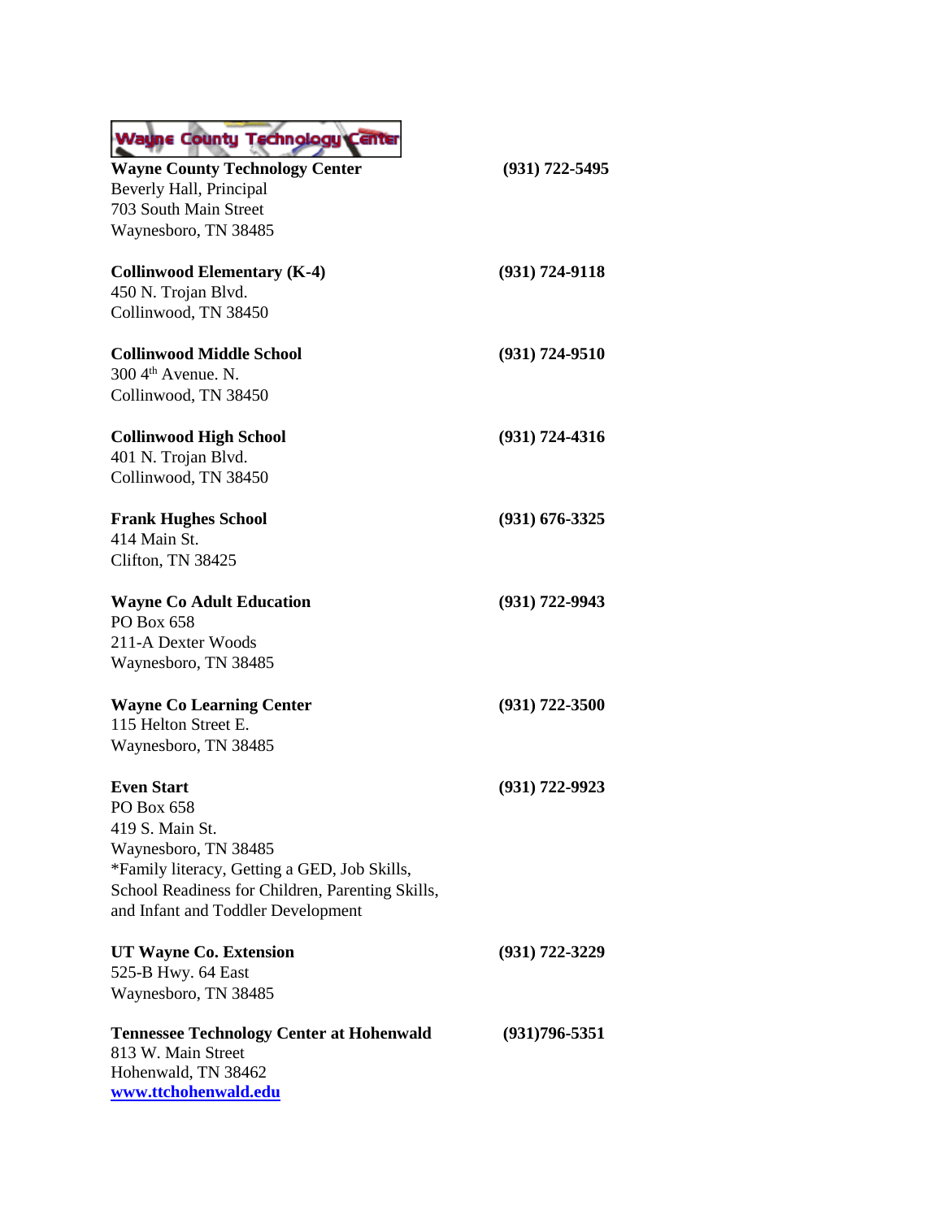**Wayne County Technology Center** (931) 722-5495
Beverly Hall, Principal
703 South Main Street
Waynesboro, TN 38485

**Collinwood Elementary (K-4)** (931) 724-9118
450 N. Trojan Blvd.
Collinwood, TN 38450

**Collinwood Middle School** (931) 724-9510
300 4th Avenue. N.
Collinwood, TN 38450

**Collinwood High School** (931) 724-4316
401 N. Trojan Blvd.
Collinwood, TN 38450

**Frank Hughes School** (931) 676-3325
414 Main St.
Clifton, TN 38425

**Wayne Co Adult Education** (931) 722-9943
PO Box 658
211-A Dexter Woods
Waynesboro, TN 38485

**Wayne Co Learning Center** (931) 722-3500
115 Helton Street E.
Waynesboro, TN 38485

**Even Start** (931) 722-9923
PO Box 658
419 S. Main St.
Waynesboro, TN 38485
*Family literacy, Getting a GED, Job Skills, School Readiness for Children, Parenting Skills, and Infant and Toddler Development

**UT Wayne Co. Extension** (931) 722-3229
525-B Hwy. 64 East
Waynesboro, TN 38485

**Tennessee Technology Center at Hohenwald** (931)796-5351
813 W. Main Street
Hohenwald, TN 38462
[www.ttchohenwald.edu](http://www.ttchohenwald.edu)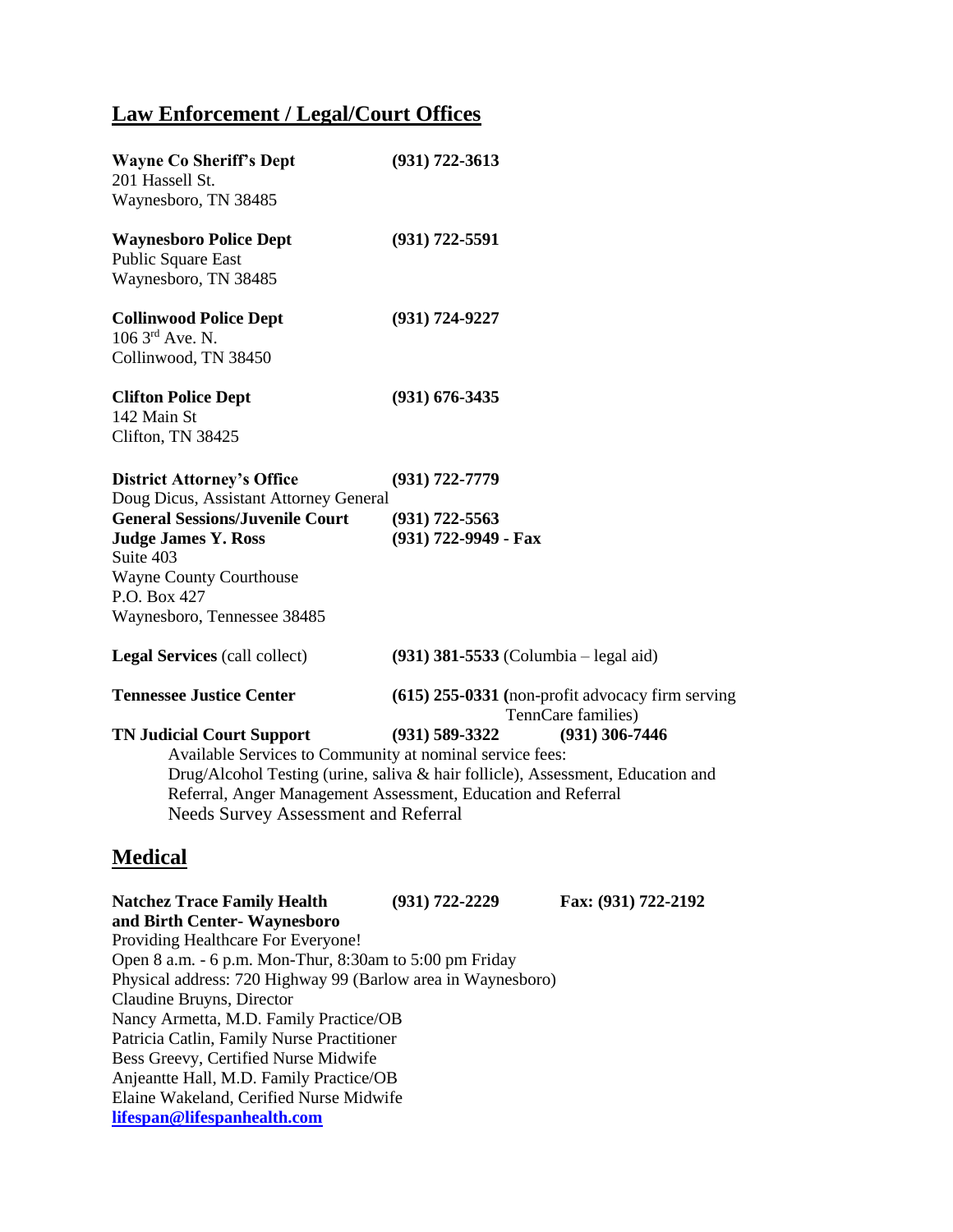## Law Enforcement / Legal/Court Offices

**Wayne Co Sheriff's Dept** **(931) 722-3613**
201 Hassell St.
Waynesboro, TN 38485

**Waynesboro Police Dept** **(931) 722-5591**
Public Square East
Waynesboro, TN 38485

**Collinwood Police Dept** **(931) 724-9227**
106 3rd Ave. N.
Collinwood, TN 38450

**Clifton Police Dept** **(931) 676-3435**
142 Main St
Clifton, TN 38425

**District Attorney's Office** **(931) 722-7779**
Doug Dicus, Assistant Attorney General
**General Sessions/Juvenile Court** **(931) 722-5563**
**Judge James Y. Ross** **(931) 722-9949 - Fax**
Suite 403
Wayne County Courthouse
P.O. Box 427
Waynesboro, Tennessee 38485

**Legal Services** (call collect) **(931) 381-5533** (Columbia – legal aid)

**Tennessee Justice Center** **(615) 255-0331** (non-profit advocacy firm serving TennCare families)

**TN Judicial Court Support** **(931) 589-3322** **(931) 306-7446**
Available Services to Community at nominal service fees:
Drug/Alcohol Testing (urine, saliva & hair follicle), Assessment, Education and Referral, Anger Management Assessment, Education and Referral
Needs Survey Assessment and Referral

## Medical

**Natchez Trace Family Health and Birth Center- Waynesboro** **(931) 722-2229** **Fax: (931) 722-2192**
Providing Healthcare For Everyone!
Open 8 a.m. - 6 p.m. Mon-Thur, 8:30am to 5:00 pm Friday
Physical address: 720 Highway 99 (Barlow area in Waynesboro)
Claudine Bruyns, Director
Nancy Armetta, M.D. Family Practice/OB
Patricia Catlin, Family Nurse Practitioner
Bess Greevy, Certified Nurse Midwife
Anjeantte Hall, M.D. Family Practice/OB
Elaine Wakeland, Cerified Nurse Midwife
**lifespan@lifespanhealth.com**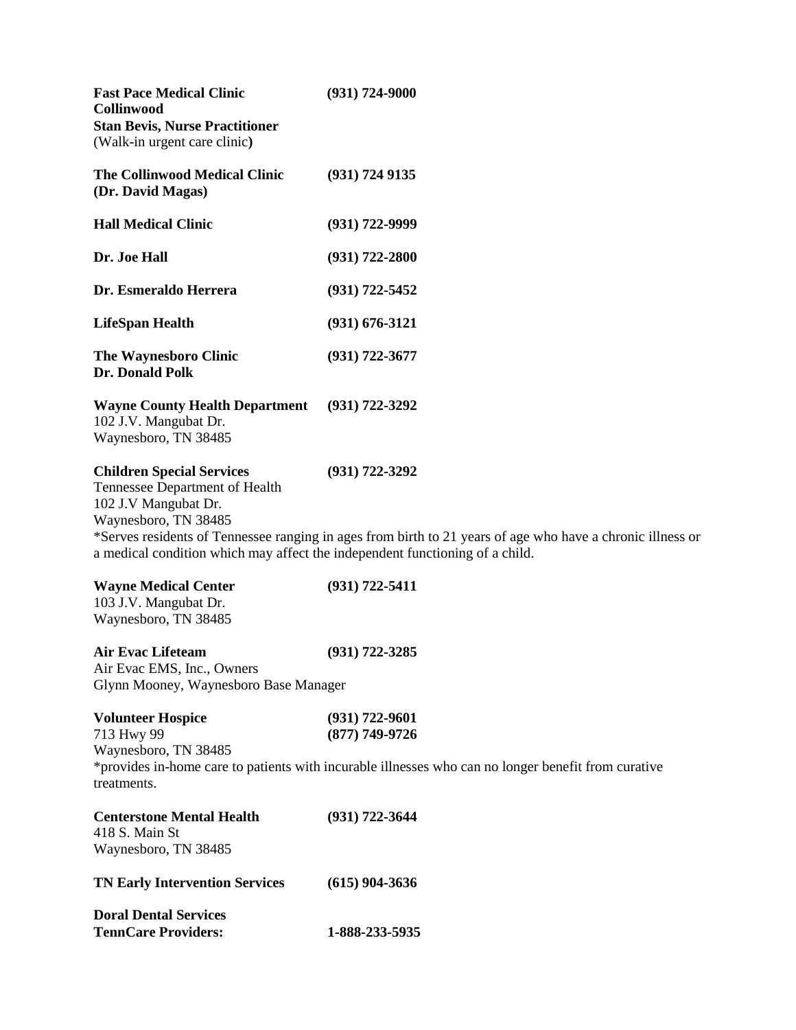**Fast Pace Medical Clinic Collinwood** **(931) 724-9000**
**Stan Bevis, Nurse Practitioner**
(Walk-in urgent care clinic**)**

**The Collinwood Medical Clinic (Dr. David Magas)** **(931) 724 9135**

**Hall Medical Clinic** **(931) 722-9999**

**Dr. Joe Hall** **(931) 722-2800**

**Dr. Esmeraldo Herrera** **(931) 722-5452**

**LifeSpan Health** **(931) 676-3121**

**The Waynesboro Clinic** **(931) 722-3677**
**Dr. Donald Polk**

**Wayne County Health Department** **(931) 722-3292**
102 J.V. Mangubat Dr.
Waynesboro, TN 38485

**Children Special Services** **(931) 722-3292**
Tennessee Department of Health
102 J.V Mangubat Dr.
Waynesboro, TN 38485
*Serves residents of Tennessee ranging in ages from birth to 21 years of age who have a chronic illness or a medical condition which may affect the independent functioning of a child.

**Wayne Medical Center** **(931) 722-5411**
103 J.V. Mangubat Dr.
Waynesboro, TN 38485

**Air Evac Lifeteam** **(931) 722-3285**
Air Evac EMS, Inc., Owners
Glynn Mooney, Waynesboro Base Manager

**Volunteer Hospice** **(931) 722-9601**
713 Hwy 99 **(877) 749-9726**
Waynesboro, TN 38485
*provides in-home care to patients with incurable illnesses who can no longer benefit from curative treatments.

**Centerstone Mental Health** **(931) 722-3644**
418 S. Main St
Waynesboro, TN 38485

**TN Early Intervention Services** **(615) 904-3636**

**Doral Dental Services**
**TennCare Providers:** **1-888-233-5935**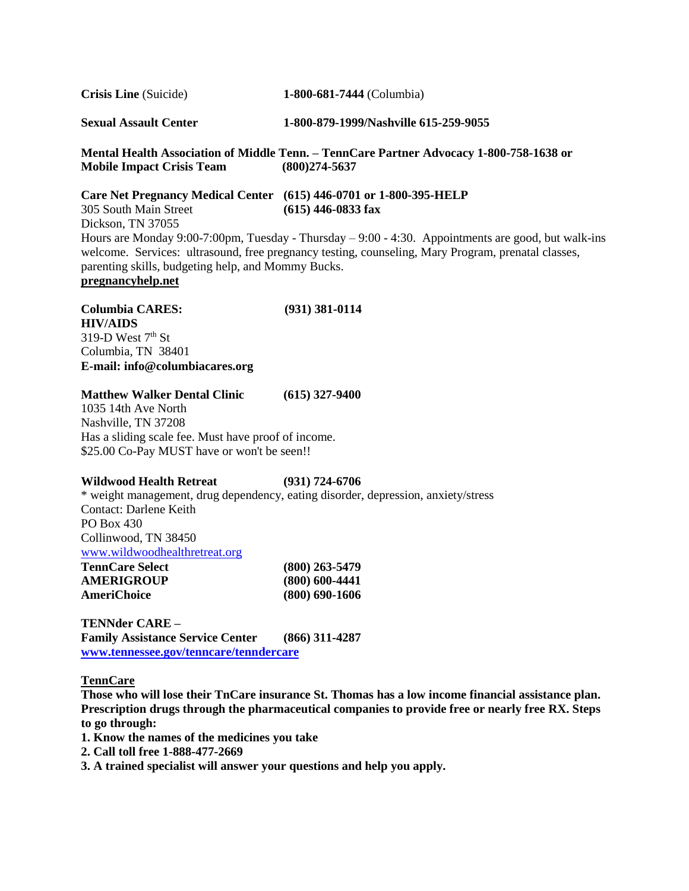**Crisis Line** (Suicide) **1-800-681-7444** (Columbia)

**Sexual Assault Center** **1-800-879-1999/Nashville 615-259-9055**

**Mental Health Association of Middle Tenn. – TennCare Partner Advocacy 1-800-758-1638 or**
**Mobile Impact Crisis Team** **(800)274-5637**

**Care Net Pregnancy Medical Center** **(615) 446-0701 or 1-800-395-HELP**
305 South Main Street **(615) 446-0833 fax**
Dickson, TN 37055
Hours are Monday 9:00-7:00pm, Tuesday - Thursday – 9:00 - 4:30. Appointments are good, but walk-ins welcome. Services: ultrasound, free pregnancy testing, counseling, Mary Program, prenatal classes, parenting skills, budgeting help, and Mommy Bucks.
**pregnancyhelp.net**

**Columbia CARES:** **(931) 381-0114**
**HIV/AIDS**
319-D West 7th St
Columbia, TN 38401
**E-mail: info@columbiacares.org**

**Matthew Walker Dental Clinic** **(615) 327-9400**
1035 14th Ave North
Nashville, TN 37208
Has a sliding scale fee. Must have proof of income.
$25.00 Co-Pay MUST have or won't be seen!!

**Wildwood Health Retreat** **(931) 724-6706**
* weight management, drug dependency, eating disorder, depression, anxiety/stress
Contact: Darlene Keith
PO Box 430
Collinwood, TN 38450
www.wildwoodhealthretreat.org
**TennCare Select** **(800) 263-5479**
**AMERIGROUP** **(800) 600-4441**
**AmeriChoice** **(800) 690-1606**

**TENNder CARE –**
**Family Assistance Service Center** **(866) 311-4287**
**www.tennessee.gov/tenncare/tenndercare**

**TennCare**
**Those who will lose their TnCare insurance St. Thomas has a low income financial assistance plan. Prescription drugs through the pharmaceutical companies to provide free or nearly free RX. Steps to go through:**

**1. Know the names of the medicines you take**
**2. Call toll free 1-888-477-2669**
**3. A trained specialist will answer your questions and help you apply.**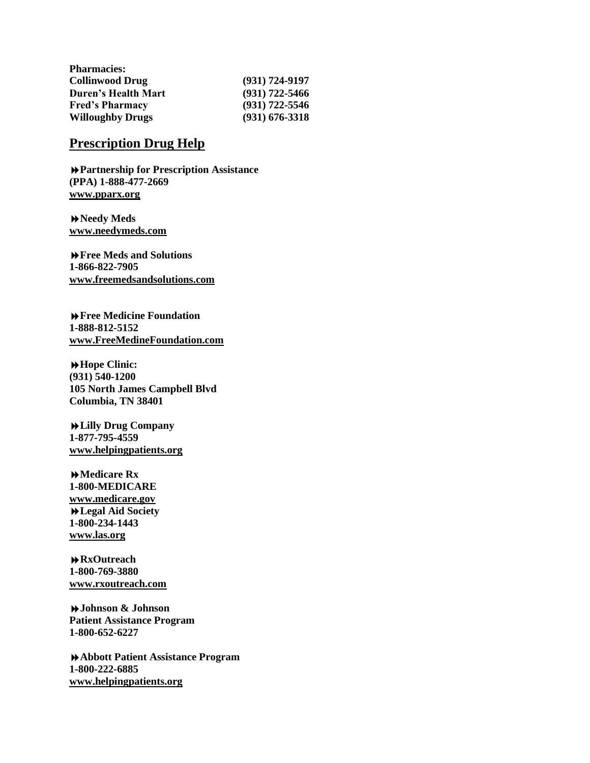**Pharmacies:**

| | |
|---|---|
| **Collinwood Drug** | **(931) 724-9197** |
| **Duren's Health Mart** | **(931) 722-5466** |
| **Fred's Pharmacy** | **(931) 722-5546** |
| **Willoughby Drugs** | **(931) 676-3318** |

## Prescription Drug Help

⏩**Partnership for Prescription Assistance**
**(PPA) 1-888-477-2669**
**www.pparx.org**

⏩**Needy Meds**
**www.needymeds.com**

⏩**Free Meds and Solutions**
**1-866-822-7905**
**www.freemedsandsolutions.com**

⏩**Free Medicine Foundation**
**1-888-812-5152**
**www.FreeMedineFoundation.com**

⏩**Hope Clinic:**
**(931) 540-1200**
**105 North James Campbell Blvd**
**Columbia, TN 38401**

⏩**Lilly Drug Company**
**1-877-795-4559**
**www.helpingpatients.org**

⏩**Medicare Rx**
**1-800-MEDICARE**
**www.medicare.gov**

⏩**Legal Aid Society**
**1-800-234-1443**
**www.las.org**

⏩**RxOutreach**
**1-800-769-3880**
**www.rxoutreach.com**

⏩**Johnson & Johnson**
**Patient Assistance Program**
**1-800-652-6227**

⏩**Abbott Patient Assistance Program**
**1-800-222-6885**
**www.helpingpatients.org**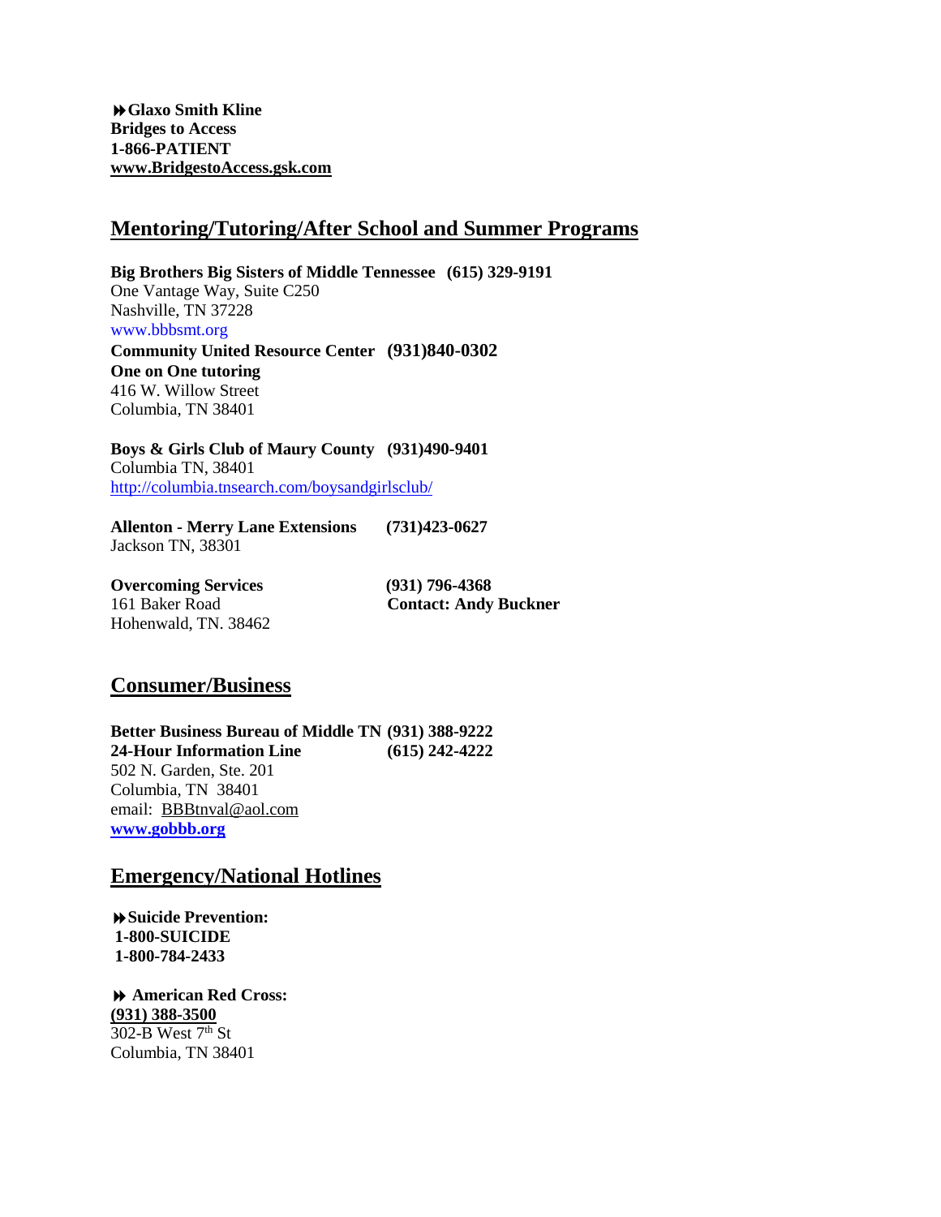⏩**Glaxo Smith Kline**
**Bridges to Access**
**1-866-PATIENT**
**www.BridgestoAccess.gsk.com**

## Mentoring/Tutoring/After School and Summer Programs

**Big Brothers Big Sisters of Middle Tennessee (615) 329-9191**
One Vantage Way, Suite C250
Nashville, TN 37228
www.bbbsmt.org

**Community United Resource Center (931)840-0302**
**One on One tutoring**
416 W. Willow Street
Columbia, TN 38401

**Boys & Girls Club of Maury County (931)490-9401**
Columbia TN, 38401
http://columbia.tnsearch.com/boysandgirlsclub/

**Allenton - Merry Lane Extensions (731)423-0627**
Jackson TN, 38301

**Overcoming Services (931) 796-4368**
161 Baker Road **Contact: Andy Buckner**
Hohenwald, TN. 38462

## Consumer/Business

**Better Business Bureau of Middle TN (931) 388-9222**
**24-Hour Information Line (615) 242-4222**
502 N. Garden, Ste. 201
Columbia, TN 38401
email: BBBtnval@aol.com
**www.gobbb.org**

## Emergency/National Hotlines

⏩**Suicide Prevention:**
**1-800-SUICIDE**
**1-800-784-2433**

⏩ **American Red Cross:**
**(931) 388-3500**
302-B West 7th St
Columbia, TN 38401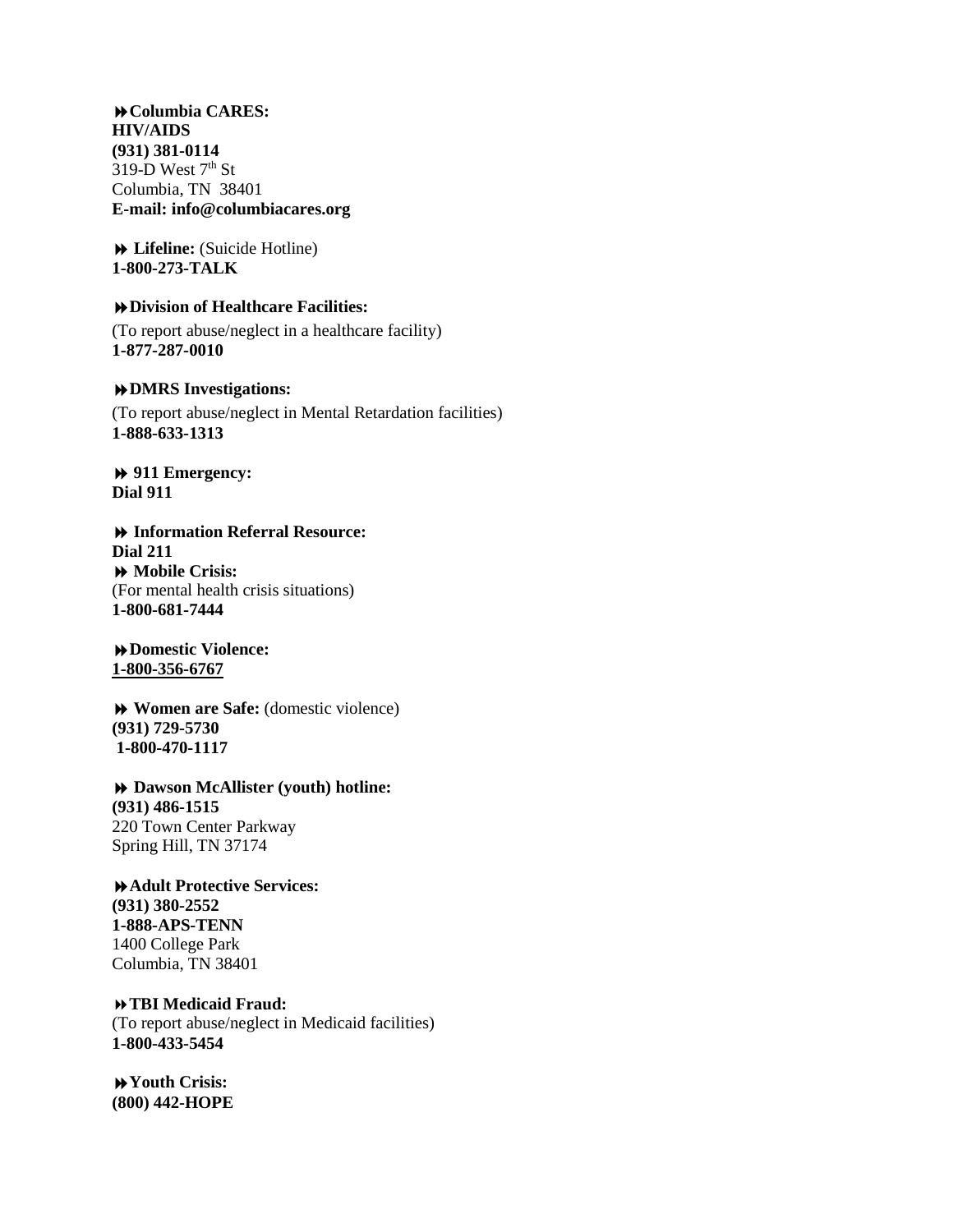⏩**Columbia CARES:**
**HIV/AIDS**
**(931) 381-0114**
319-D West 7th St
Columbia, TN 38401
**E-mail: info@columbiacares.org**

⏩ **Lifeline:** (Suicide Hotline)
**1-800-273-TALK**

⏩**Division of Healthcare Facilities:**
(To report abuse/neglect in a healthcare facility)
**1-877-287-0010**

⏩**DMRS Investigations:**
(To report abuse/neglect in Mental Retardation facilities)
**1-888-633-1313**

⏩ **911 Emergency:**
**Dial 911**

⏩ **Information Referral Resource:**
**Dial 211**

⏩ **Mobile Crisis:**
(For mental health crisis situations)
**1-800-681-7444**

⏩**Domestic Violence:**
**1-800-356-6767**

⏩ **Women are Safe:** (domestic violence)
**(931) 729-5730**
**1-800-470-1117**

⏩ **Dawson McAllister (youth) hotline:**
**(931) 486-1515**
220 Town Center Parkway
Spring Hill, TN 37174

⏩**Adult Protective Services:**
**(931) 380-2552**
**1-888-APS-TENN**
1400 College Park
Columbia, TN 38401

⏩**TBI Medicaid Fraud:**
(To report abuse/neglect in Medicaid facilities)
**1-800-433-5454**

⏩**Youth Crisis:**
**(800) 442-HOPE**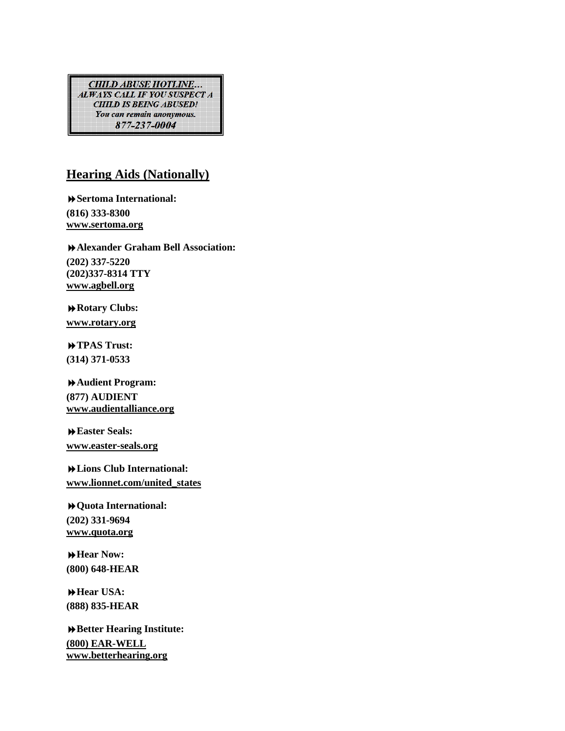> ***CHILD ABUSE HOTLINE…***
> ***ALWAYS CALL IF YOU SUSPECT A CHILD IS BEING ABUSED!***
> ***You can remain anonymous.***
> ***877-237-0004***

## Hearing Aids (Nationally)

- **Sertoma International:**
  **(816) 333-8300**
  **www.sertoma.org**

- **Alexander Graham Bell Association:**
  **(202) 337-5220**
  **(202)337-8314 TTY**
  **www.agbell.org**

- **Rotary Clubs:**
  **www.rotary.org**

- **TPAS Trust:**
  **(314) 371-0533**

- **Audient Program:**
  **(877) AUDIENT**
  **www.audientalliance.org**

- **Easter Seals:**
  **www.easter-seals.org**

- **Lions Club International:**
  **www.lionnet.com/united_states**

- **Quota International:**
  **(202) 331-9694**
  **www.quota.org**

- **Hear Now:**
  **(800) 648-HEAR**

- **Hear USA:**
  **(888) 835-HEAR**

- **Better Hearing Institute:**
  **(800) EAR-WELL**
  **www.betterhearing.org**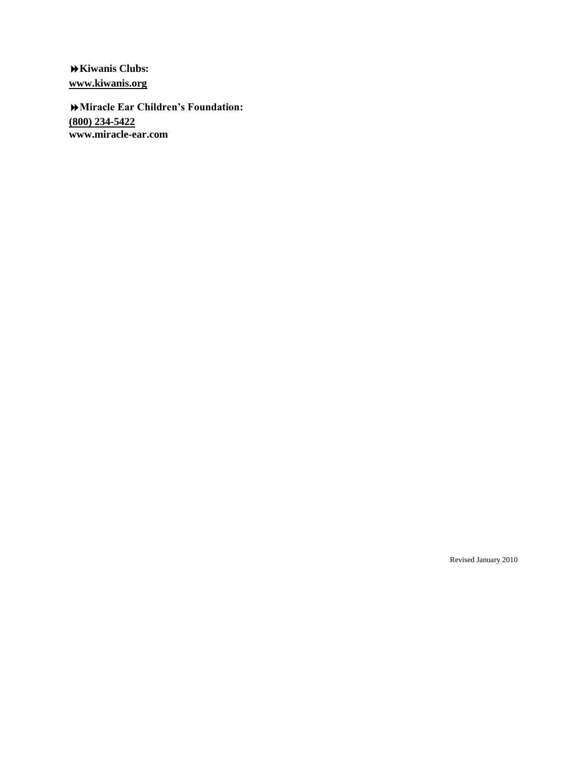⏩**Kiwanis Clubs:**
**www.kiwanis.org**

⏩**Miracle Ear Children's Foundation:**
**(800) 234-5422**
**www.miracle-ear.com**

Revised January 2010